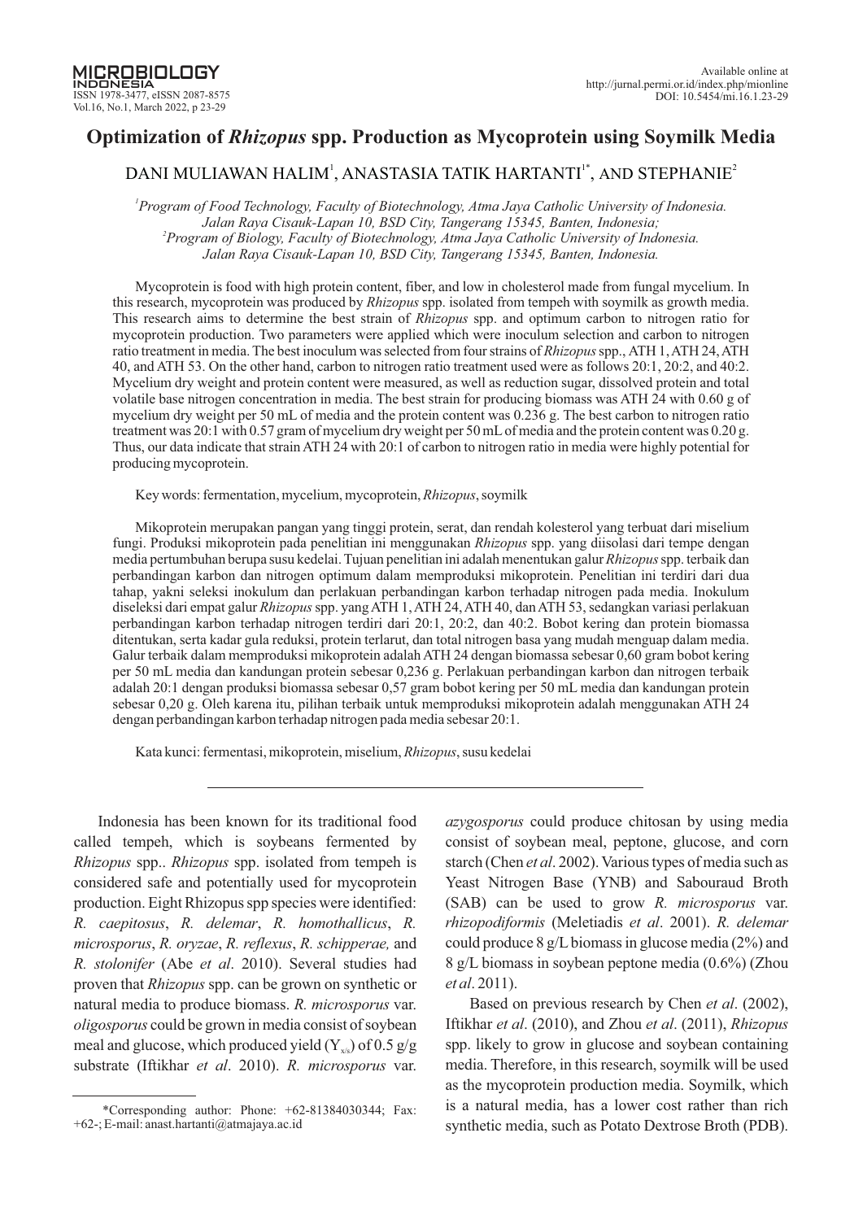# Optimization of *Rhizopus* spp. Production as Mycoprotein using Soymilk Media

DANI MULIAWAN HALIM[1], ANASTASIA TATIK HARTANTI[1*], AND STEPHANIE[2]

[1]*Program of Food Technology, Faculty of Biotechnology, Atma Jaya Catholic University of Indonesia. Jalan Raya Cisauk-Lapan 10, BSD City, Tangerang 15345, Banten, Indonesia;*
[2]*Program of Biology, Faculty of Biotechnology, Atma Jaya Catholic University of Indonesia. Jalan Raya Cisauk-Lapan 10, BSD City, Tangerang 15345, Banten, Indonesia.*

Mycoprotein is food with high protein content, fiber, and low in cholesterol made from fungal mycelium. In this research, mycoprotein was produced by *Rhizopus* spp. isolated from tempeh with soymilk as growth media. This research aims to determine the best strain of *Rhizopus* spp. and optimum carbon to nitrogen ratio for mycoprotein production. Two parameters were applied which were inoculum selection and carbon to nitrogen ratio treatment in media. The best inoculum was selected from four strains of *Rhizopus* spp., ATH 1, ATH 24, ATH 40, and ATH 53. On the other hand, carbon to nitrogen ratio treatment used were as follows 20:1, 20:2, and 40:2. Mycelium dry weight and protein content were measured, as well as reduction sugar, dissolved protein and total volatile base nitrogen concentration in media. The best strain for producing biomass was ATH 24 with 0.60 g of mycelium dry weight per 50 mL of media and the protein content was 0.236 g. The best carbon to nitrogen ratio treatment was 20:1 with 0.57 gram of mycelium dry weight per 50 mL of media and the protein content was 0.20 g. Thus, our data indicate that strain ATH 24 with 20:1 of carbon to nitrogen ratio in media were highly potential for producing mycoprotein.

Key words: fermentation, mycelium, mycoprotein, *Rhizopus*, soymilk

Mikoprotein merupakan pangan yang tinggi protein, serat, dan rendah kolesterol yang terbuat dari miselium fungi. Produksi mikoprotein pada penelitian ini menggunakan *Rhizopus* spp. yang diisolasi dari tempe dengan media pertumbuhan berupa susu kedelai. Tujuan penelitian ini adalah menentukan galur *Rhizopus* spp. terbaik dan perbandingan karbon dan nitrogen optimum dalam memproduksi mikoprotein. Penelitian ini terdiri dari dua tahap, yakni seleksi inokulum dan perlakuan perbandingan karbon terhadap nitrogen pada media. Inokulum diseleksi dari empat galur *Rhizopus* spp. yang ATH 1, ATH 24, ATH 40, dan ATH 53, sedangkan variasi perlakuan perbandingan karbon terhadap nitrogen terdiri dari 20:1, 20:2, dan 40:2. Bobot kering dan protein biomassa ditentukan, serta kadar gula reduksi, protein terlarut, dan total nitrogen basa yang mudah menguap dalam media. Galur terbaik dalam memproduksi mikoprotein adalah ATH 24 dengan biomassa sebesar 0,60 gram bobot kering per 50 mL media dan kandungan protein sebesar 0,236 g. Perlakuan perbandingan karbon dan nitrogen terbaik adalah 20:1 dengan produksi biomassa sebesar 0,57 gram bobot kering per 50 mL media dan kandungan protein sebesar 0,20 g. Oleh karena itu, pilihan terbaik untuk memproduksi mikoprotein adalah menggunakan ATH 24 dengan perbandingan karbon terhadap nitrogen pada media sebesar 20:1.

Kata kunci: fermentasi, mikoprotein, miselium, *Rhizopus*, susu kedelai

---

Indonesia has been known for its traditional food called tempeh, which is soybeans fermented by *Rhizopus* spp.. *Rhizopus* spp. isolated from tempeh is considered safe and potentially used for mycoprotein production. Eight Rhizopus spp species were identified: *R. caepitosus*, *R. delemar*, *R. homothallicus*, *R. microsporus*, *R. oryzae*, *R. reflexus*, *R. schipperae,* and *R. stolonifer* (Abe *et al*. 2010). Several studies had proven that *Rhizopus* spp. can be grown on synthetic or natural media to produce biomass. *R. microsporus* var. *oligosporus* could be grown in media consist of soybean meal and glucose, which produced yield ($Y_{x/s}$) of 0.5 g/g substrate (Iftikhar *et al*. 2010). *R. microsporus* var. *azygosporus* could produce chitosan by using media consist of soybean meal, peptone, glucose, and corn starch (Chen *et al*. 2002). Various types of media such as Yeast Nitrogen Base (YNB) and Sabouraud Broth (SAB) can be used to grow *R. microsporus* var. *rhizopodiformis* (Meletiadis *et al*. 2001). *R. delemar* could produce 8 g/L biomass in glucose media (2%) and 8 g/L biomass in soybean peptone media (0.6%) (Zhou *et al*. 2011).

Based on previous research by Chen *et al*. (2002), Iftikhar *et al*. (2010), and Zhou *et al*. (2011), *Rhizopus* spp. likely to grow in glucose and soybean containing media. Therefore, in this research, soymilk will be used as the mycoprotein production media. Soymilk, which is a natural media, has a lower cost rather than rich synthetic media, such as Potato Dextrose Broth (PDB).

*Corresponding author: Phone: +62-81384030344; Fax: +62-; E-mail: anast.hartanti@atmajaya.ac.id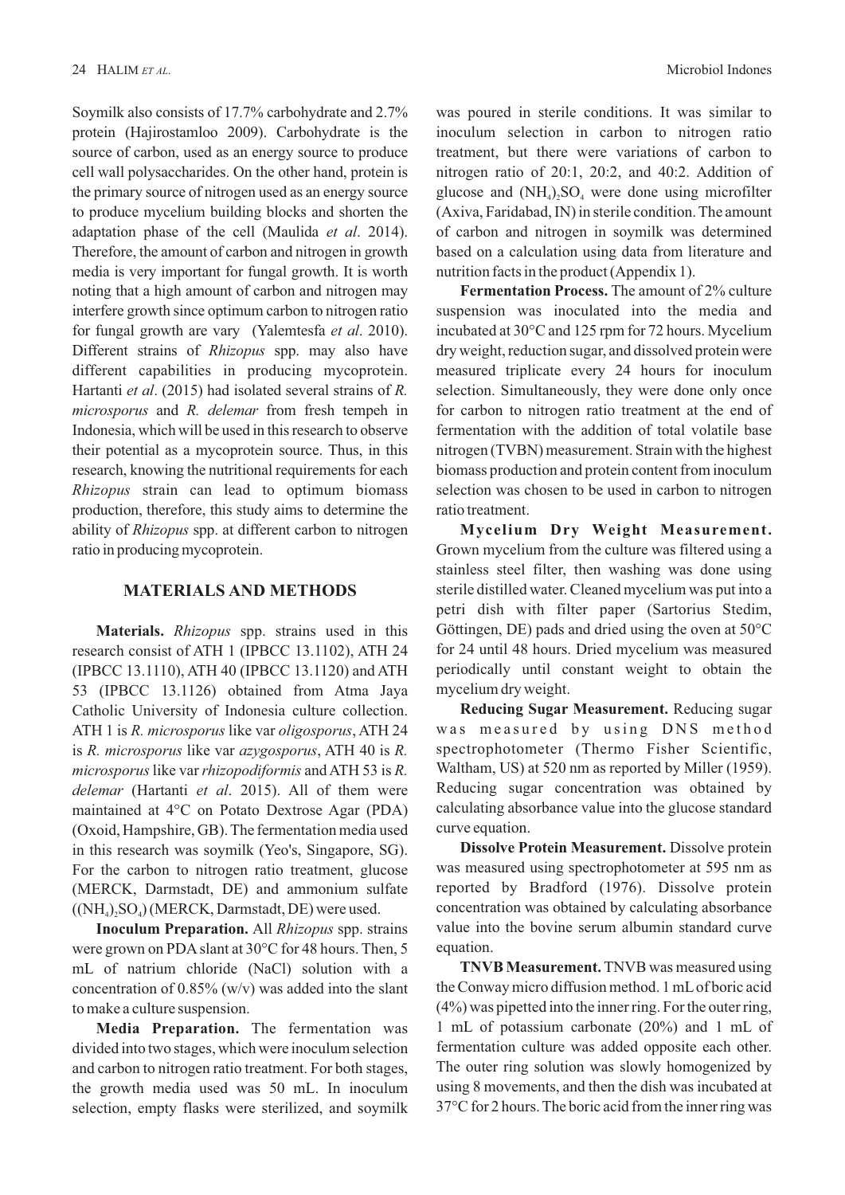Soymilk also consists of 17.7% carbohydrate and 2.7% protein (Hajirostamloo 2009). Carbohydrate is the source of carbon, used as an energy source to produce cell wall polysaccharides. On the other hand, protein is the primary source of nitrogen used as an energy source to produce mycelium building blocks and shorten the adaptation phase of the cell (Maulida *et al*. 2014). Therefore, the amount of carbon and nitrogen in growth media is very important for fungal growth. It is worth noting that a high amount of carbon and nitrogen may interfere growth since optimum carbon to nitrogen ratio for fungal growth are vary (Yalemtesfa *et al*. 2010). Different strains of *Rhizopus* spp. may also have different capabilities in producing mycoprotein. Hartanti *et al*. (2015) had isolated several strains of *R. microsporus* and *R. delemar* from fresh tempeh in Indonesia, which will be used in this research to observe their potential as a mycoprotein source. Thus, in this research, knowing the nutritional requirements for each *Rhizopus* strain can lead to optimum biomass production, therefore, this study aims to determine the ability of *Rhizopus* spp. at different carbon to nitrogen ratio in producing mycoprotein.

## MATERIALS AND METHODS

**Materials.** *Rhizopus* spp. strains used in this research consist of ATH 1 (IPBCC 13.1102), ATH 24 (IPBCC 13.1110), ATH 40 (IPBCC 13.1120) and ATH 53 (IPBCC 13.1126) obtained from Atma Jaya Catholic University of Indonesia culture collection. ATH 1 is *R. microsporus* like var *oligosporus*, ATH 24 is *R. microsporus* like var *azygosporus*, ATH 40 is *R. microsporus* like var *rhizopodiformis* and ATH 53 is *R. delemar* (Hartanti *et al*. 2015). All of them were maintained at 4°C on Potato Dextrose Agar (PDA) (Oxoid, Hampshire, GB). The fermentation media used in this research was soymilk (Yeo's, Singapore, SG). For the carbon to nitrogen ratio treatment, glucose (MERCK, Darmstadt, DE) and ammonium sulfate ($(NH_4)_2SO_4$) (MERCK, Darmstadt, DE) were used.

**Inoculum Preparation.** All *Rhizopus* spp. strains were grown on PDA slant at 30°C for 48 hours. Then, 5 mL of natrium chloride (NaCl) solution with a concentration of 0.85% (w/v) was added into the slant to make a culture suspension.

**Media Preparation.** The fermentation was divided into two stages, which were inoculum selection and carbon to nitrogen ratio treatment. For both stages, the growth media used was 50 mL. In inoculum selection, empty flasks were sterilized, and soymilk was poured in sterile conditions. It was similar to inoculum selection in carbon to nitrogen ratio treatment, but there were variations of carbon to nitrogen ratio of 20:1, 20:2, and 40:2. Addition of glucose and $(NH_4)_2SO_4$ were done using microfilter (Axiva, Faridabad, IN) in sterile condition. The amount of carbon and nitrogen in soymilk was determined based on a calculation using data from literature and nutrition facts in the product (Appendix 1).

**Fermentation Process.** The amount of 2% culture suspension was inoculated into the media and incubated at 30°C and 125 rpm for 72 hours. Mycelium dry weight, reduction sugar, and dissolved protein were measured triplicate every 24 hours for inoculum selection. Simultaneously, they were done only once for carbon to nitrogen ratio treatment at the end of fermentation with the addition of total volatile base nitrogen (TVBN) measurement. Strain with the highest biomass production and protein content from inoculum selection was chosen to be used in carbon to nitrogen ratio treatment.

**Mycelium Dry Weight Measurement.** Grown mycelium from the culture was filtered using a stainless steel filter, then washing was done using sterile distilled water. Cleaned mycelium was put into a petri dish with filter paper (Sartorius Stedim, Göttingen, DE) pads and dried using the oven at 50°C for 24 until 48 hours. Dried mycelium was measured periodically until constant weight to obtain the mycelium dry weight.

**Reducing Sugar Measurement.** Reducing sugar was measured by using DNS method spectrophotometer (Thermo Fisher Scientific, Waltham, US) at 520 nm as reported by Miller (1959). Reducing sugar concentration was obtained by calculating absorbance value into the glucose standard curve equation.

**Dissolve Protein Measurement.** Dissolve protein was measured using spectrophotometer at 595 nm as reported by Bradford (1976). Dissolve protein concentration was obtained by calculating absorbance value into the bovine serum albumin standard curve equation.

**TNVB Measurement.** TNVB was measured using the Conway micro diffusion method. 1 mL of boric acid (4%) was pipetted into the inner ring. For the outer ring, 1 mL of potassium carbonate (20%) and 1 mL of fermentation culture was added opposite each other. The outer ring solution was slowly homogenized by using 8 movements, and then the dish was incubated at 37°C for 2 hours. The boric acid from the inner ring was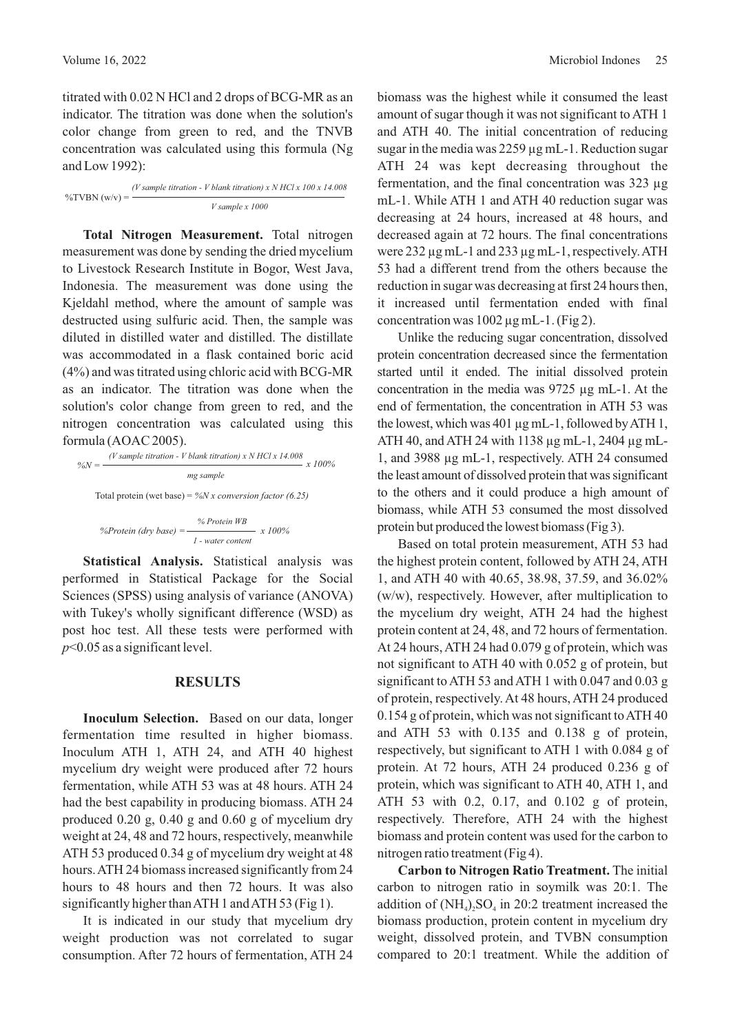titrated with 0.02 N HCl and 2 drops of BCG-MR as an indicator. The titration was done when the solution's color change from green to red, and the TNVB concentration was calculated using this formula (Ng and Low 1992):

$$\%TVBN\ (w/v) = \frac{(V\ sample\ titration - V\ blank\ titration) \times N\ HCl \times 100 \times 14.008}{V\ sample \times 1000}$$

**Total Nitrogen Measurement.** Total nitrogen measurement was done by sending the dried mycelium to Livestock Research Institute in Bogor, West Java, Indonesia. The measurement was done using the Kjeldahl method, where the amount of sample was destructed using sulfuric acid. Then, the sample was diluted in distilled water and distilled. The distillate was accommodated in a flask contained boric acid (4%) and was titrated using chloric acid with BCG-MR as an indicator. The titration was done when the solution's color change from green to red, and the nitrogen concentration was calculated using this formula (AOAC 2005).

$$\%N = \frac{(V\ sample\ titration - V\ blank\ titration) \times N\ HCl \times 14.008}{mg\ sample} \times 100\%$$

Total protein (wet base) = $\%N \times conversion\ factor\ (6.25)$

$$\%Protein\ (dry\ base) = \frac{\%\ Protein\ WB}{1 - water\ content} \times 100\%$$

**Statistical Analysis.** Statistical analysis was performed in Statistical Package for the Social Sciences (SPSS) using analysis of variance (ANOVA) with Tukey's wholly significant difference (WSD) as post hoc test. All these tests were performed with $p<0.05$ as a significant level.

## RESULTS

**Inoculum Selection.** Based on our data, longer fermentation time resulted in higher biomass. Inoculum ATH 1, ATH 24, and ATH 40 highest mycelium dry weight were produced after 72 hours fermentation, while ATH 53 was at 48 hours. ATH 24 had the best capability in producing biomass. ATH 24 produced 0.20 g, 0.40 g and 0.60 g of mycelium dry weight at 24, 48 and 72 hours, respectively, meanwhile ATH 53 produced 0.34 g of mycelium dry weight at 48 hours. ATH 24 biomass increased significantly from 24 hours to 48 hours and then 72 hours. It was also significantly higher than ATH 1 and ATH 53 (Fig 1).

It is indicated in our study that mycelium dry weight production was not correlated to sugar consumption. After 72 hours of fermentation, ATH 24 biomass was the highest while it consumed the least amount of sugar though it was not significant to ATH 1 and ATH 40. The initial concentration of reducing sugar in the media was 2259 µg mL-1. Reduction sugar ATH 24 was kept decreasing throughout the fermentation, and the final concentration was 323 µg mL-1. While ATH 1 and ATH 40 reduction sugar was decreasing at 24 hours, increased at 48 hours, and decreased again at 72 hours. The final concentrations were 232 µg mL-1 and 233 µg mL-1, respectively. ATH 53 had a different trend from the others because the reduction in sugar was decreasing at first 24 hours then, it increased until fermentation ended with final concentration was 1002 µg mL-1. (Fig 2).

Unlike the reducing sugar concentration, dissolved protein concentration decreased since the fermentation started until it ended. The initial dissolved protein concentration in the media was 9725 µg mL-1. At the end of fermentation, the concentration in ATH 53 was the lowest, which was 401 µg mL-1, followed by ATH 1, ATH 40, and ATH 24 with 1138 µg mL-1, 2404 µg mL-1, and 3988 µg mL-1, respectively. ATH 24 consumed the least amount of dissolved protein that was significant to the others and it could produce a high amount of biomass, while ATH 53 consumed the most dissolved protein but produced the lowest biomass (Fig 3).

Based on total protein measurement, ATH 53 had the highest protein content, followed by ATH 24, ATH 1, and ATH 40 with 40.65, 38.98, 37.59, and 36.02% (w/w), respectively. However, after multiplication to the mycelium dry weight, ATH 24 had the highest protein content at 24, 48, and 72 hours of fermentation. At 24 hours, ATH 24 had 0.079 g of protein, which was not significant to ATH 40 with 0.052 g of protein, but significant to ATH 53 and ATH 1 with 0.047 and 0.03 g of protein, respectively. At 48 hours, ATH 24 produced 0.154 g of protein, which was not significant to ATH 40 and ATH 53 with 0.135 and 0.138 g of protein, respectively, but significant to ATH 1 with 0.084 g of protein. At 72 hours, ATH 24 produced 0.236 g of protein, which was significant to ATH 40, ATH 1, and ATH 53 with 0.2, 0.17, and 0.102 g of protein, respectively. Therefore, ATH 24 with the highest biomass and protein content was used for the carbon to nitrogen ratio treatment (Fig 4).

**Carbon to Nitrogen Ratio Treatment.** The initial carbon to nitrogen ratio in soymilk was 20:1. The addition of $(NH_4)_2SO_4$ in 20:2 treatment increased the biomass production, protein content in mycelium dry weight, dissolved protein, and TVBN consumption compared to 20:1 treatment. While the addition of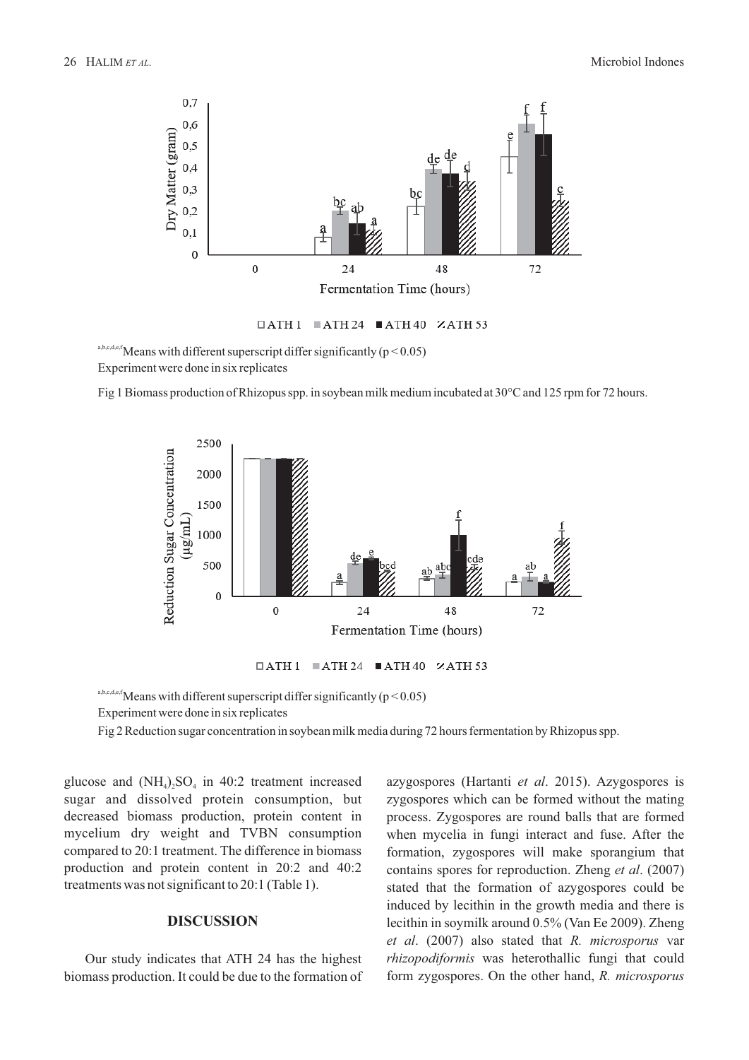$^{a,b,c,d,e,f}$Means with different superscript differ significantly ($p < 0.05$)

Experiment were done in six replicates

Fig 1 Biomass production of Rhizopus spp. in soybean milk medium incubated at 30°C and 125 rpm for 72 hours.

$^{a,b,c,d,e,f}$Means with different superscript differ significantly ($p < 0.05$)

Experiment were done in six replicates

Fig 2 Reduction sugar concentration in soybean milk media during 72 hours fermentation by Rhizopus spp.

glucose and $(NH_4)_2SO_4$ in 40:2 treatment increased sugar and dissolved protein consumption, but decreased biomass production, protein content in mycelium dry weight and TVBN consumption compared to 20:1 treatment. The difference in biomass production and protein content in 20:2 and 40:2 treatments was not significant to 20:1 (Table 1).

## DISCUSSION

Our study indicates that ATH 24 has the highest biomass production. It could be due to the formation of azygospores (Hartanti *et al*. 2015). Azygospores is zygospores which can be formed without the mating process. Zygospores are round balls that are formed when mycelia in fungi interact and fuse. After the formation, zygospores will make sporangium that contains spores for reproduction. Zheng *et al*. (2007) stated that the formation of azygospores could be induced by lecithin in the growth media and there is lecithin in soymilk around 0.5% (Van Ee 2009). Zheng *et al*. (2007) also stated that *R. microsporus* var *rhizopodiformis* was heterothallic fungi that could form zygospores. On the other hand, *R. microsporus*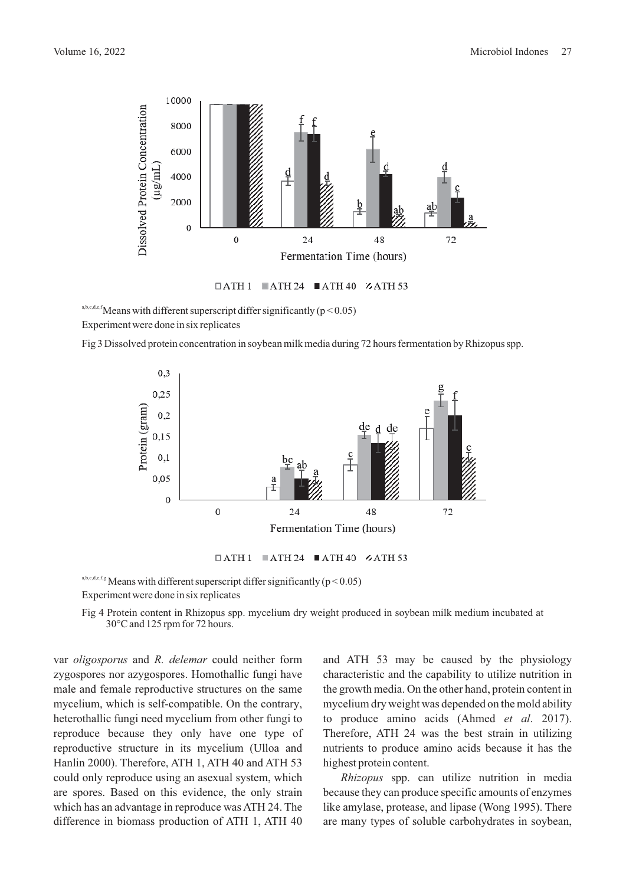[a,b,c,d,e,f] Means with different superscript differ significantly ($p < 0.05$)

Experiment were done in six replicates

Fig 3 Dissolved protein concentration in soybean milk media during 72 hours fermentation by Rhizopus spp.

[a,b,c,d,e,f,g] Means with different superscript differ significantly ($p < 0.05$)

Experiment were done in six replicates

Fig 4 Protein content in Rhizopus spp. mycelium dry weight produced in soybean milk medium incubated at 30°C and 125 rpm for 72 hours.

var *oligosporus* and *R. delemar* could neither form zygospores nor azygospores. Homothallic fungi have male and female reproductive structures on the same mycelium, which is self-compatible. On the contrary, heterothallic fungi need mycelium from other fungi to reproduce because they only have one type of reproductive structure in its mycelium (Ulloa and Hanlin 2000). Therefore, ATH 1, ATH 40 and ATH 53 could only reproduce using an asexual system, which are spores. Based on this evidence, the only strain which has an advantage in reproduce was ATH 24. The difference in biomass production of ATH 1, ATH 40 and ATH 53 may be caused by the physiology characteristic and the capability to utilize nutrition in the growth media. On the other hand, protein content in mycelium dry weight was depended on the mold ability to produce amino acids (Ahmed *et al*. 2017). Therefore, ATH 24 was the best strain in utilizing nutrients to produce amino acids because it has the highest protein content.

*Rhizopus* spp. can utilize nutrition in media because they can produce specific amounts of enzymes like amylase, protease, and lipase (Wong 1995). There are many types of soluble carbohydrates in soybean,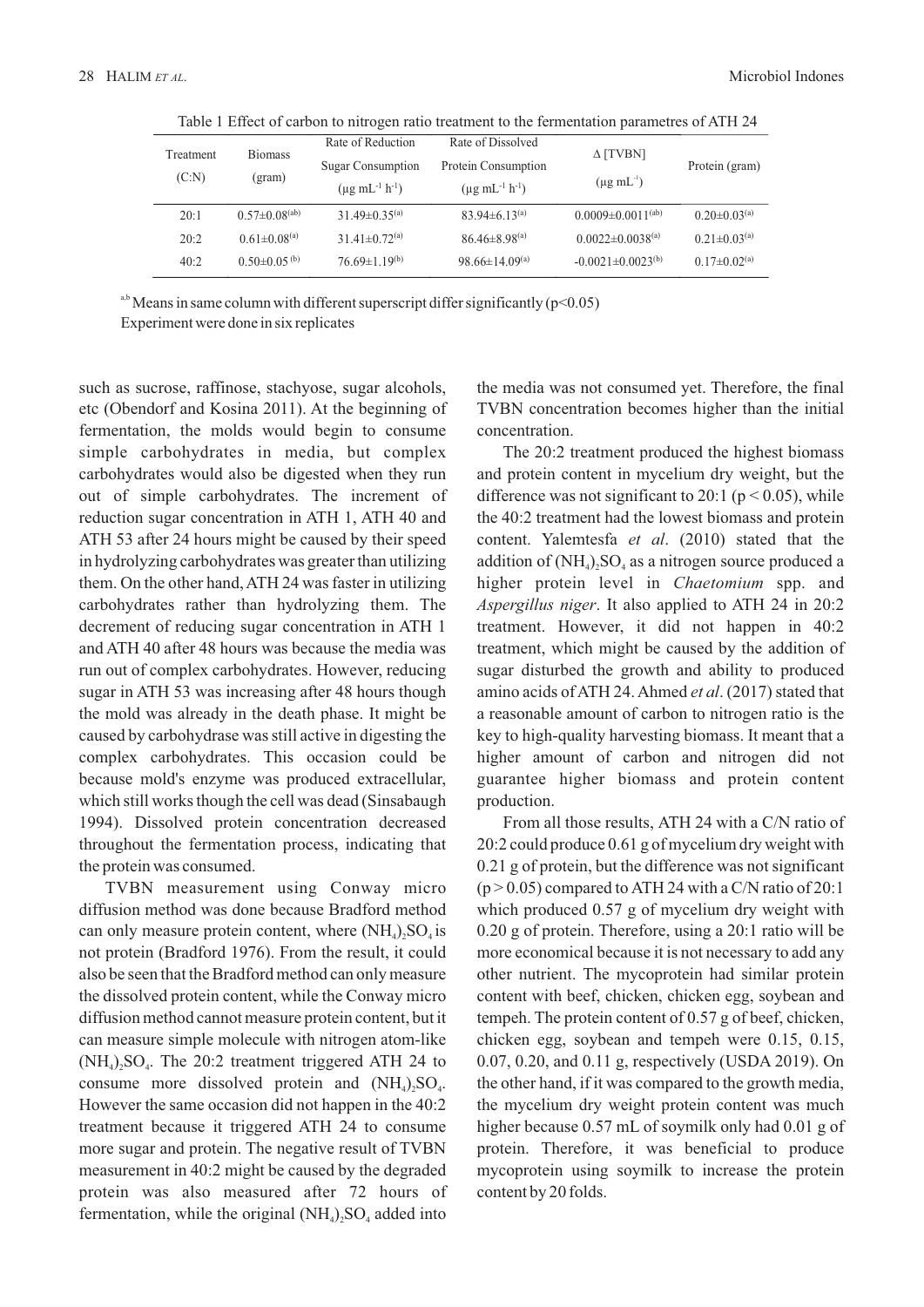Table 1 Effect of carbon to nitrogen ratio treatment to the fermentation parametres of ATH 24

| Treatment (C:N) | Biomass (gram) | Rate of Reduction Sugar Consumption ($\mu g\ mL^{-1}\ h^{-1}$) | Rate of Dissolved Protein Consumption ($\mu g\ mL^{-1}\ h^{-1}$) | $\Delta$ [TVBN] ($\mu g\ mL^{-1}$) | Protein (gram) |
|---|---|---|---|---|---|
| 20:1 | 0.57±0.08[(ab)] | 31.49±0.35[(a)] | 83.94±6.13[(a)] | 0.0009±0.0011[(ab)] | 0.20±0.03[(a)] |
| 20:2 | 0.61±0.08[(a)] | 31.41±0.72[(a)] | 86.46±8.98[(a)] | 0.0022±0.0038[(a)] | 0.21±0.03[(a)] |
| 40:2 | 0.50±0.05[(b)] | 76.69±1.19[(b)] | 98.66±14.09[(a)] | -0.0021±0.0023[(b)] | 0.17±0.02[(a)] |

[a,b] Means in same column with different superscript differ significantly ($p<0.05$)
Experiment were done in six replicates

such as sucrose, raffinose, stachyose, sugar alcohols, etc (Obendorf and Kosina 2011). At the beginning of fermentation, the molds would begin to consume simple carbohydrates in media, but complex carbohydrates would also be digested when they run out of simple carbohydrates. The increment of reduction sugar concentration in ATH 1, ATH 40 and ATH 53 after 24 hours might be caused by their speed in hydrolyzing carbohydrates was greater than utilizing them. On the other hand, ATH 24 was faster in utilizing carbohydrates rather than hydrolyzing them. The decrement of reducing sugar concentration in ATH 1 and ATH 40 after 48 hours was because the media was run out of complex carbohydrates. However, reducing sugar in ATH 53 was increasing after 48 hours though the mold was already in the death phase. It might be caused by carbohydrase was still active in digesting the complex carbohydrates. This occasion could be because mold's enzyme was produced extracellular, which still works though the cell was dead (Sinsabaugh 1994). Dissolved protein concentration decreased throughout the fermentation process, indicating that the protein was consumed.

TVBN measurement using Conway micro diffusion method was done because Bradford method can only measure protein content, where $(NH_4)_2SO_4$ is not protein (Bradford 1976). From the result, it could also be seen that the Bradford method can only measure the dissolved protein content, while the Conway micro diffusion method cannot measure protein content, but it can measure simple molecule with nitrogen atom-like $(NH_4)_2SO_4$. The 20:2 treatment triggered ATH 24 to consume more dissolved protein and $(NH_4)_2SO_4$. However the same occasion did not happen in the 40:2 treatment because it triggered ATH 24 to consume more sugar and protein. The negative result of TVBN measurement in 40:2 might be caused by the degraded protein was also measured after 72 hours of fermentation, while the original $(NH_4)_2SO_4$ added into the media was not consumed yet. Therefore, the final TVBN concentration becomes higher than the initial concentration.

The 20:2 treatment produced the highest biomass and protein content in mycelium dry weight, but the difference was not significant to 20:1 ($p < 0.05$), while the 40:2 treatment had the lowest biomass and protein content. Yalemtesfa *et al*. (2010) stated that the addition of $(NH_4)_2SO_4$ as a nitrogen source produced a higher protein level in *Chaetomium* spp. and *Aspergillus niger*. It also applied to ATH 24 in 20:2 treatment. However, it did not happen in 40:2 treatment, which might be caused by the addition of sugar disturbed the growth and ability to produced amino acids of ATH 24. Ahmed *et al*. (2017) stated that a reasonable amount of carbon to nitrogen ratio is the key to high-quality harvesting biomass. It meant that a higher amount of carbon and nitrogen did not guarantee higher biomass and protein content production.

From all those results, ATH 24 with a C/N ratio of 20:2 could produce 0.61 g of mycelium dry weight with 0.21 g of protein, but the difference was not significant ($p > 0.05$) compared to ATH 24 with a C/N ratio of 20:1 which produced 0.57 g of mycelium dry weight with 0.20 g of protein. Therefore, using a 20:1 ratio will be more economical because it is not necessary to add any other nutrient. The mycoprotein had similar protein content with beef, chicken, chicken egg, soybean and tempeh. The protein content of 0.57 g of beef, chicken, chicken egg, soybean and tempeh were 0.15, 0.15, 0.07, 0.20, and 0.11 g, respectively (USDA 2019). On the other hand, if it was compared to the growth media, the mycelium dry weight protein content was much higher because 0.57 mL of soymilk only had 0.01 g of protein. Therefore, it was beneficial to produce mycoprotein using soymilk to increase the protein content by 20 folds.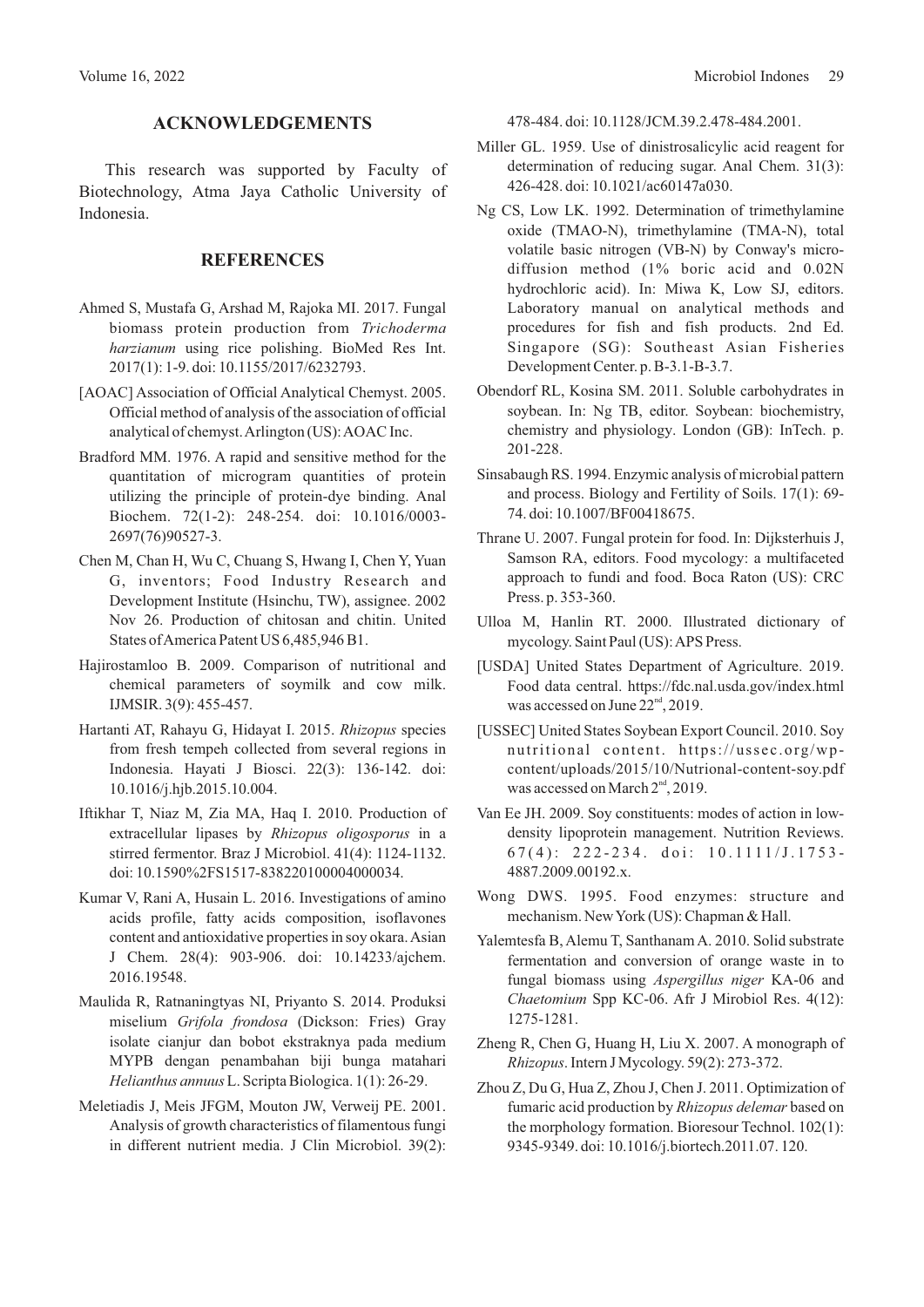## ACKNOWLEDGEMENTS

This research was supported by Faculty of Biotechnology, Atma Jaya Catholic University of Indonesia.

## REFERENCES

Ahmed S, Mustafa G, Arshad M, Rajoka MI. 2017. Fungal biomass protein production from *Trichoderma harzianum* using rice polishing. BioMed Res Int. 2017(1): 1-9. doi: 10.1155/2017/6232793.

[AOAC] Association of Official Analytical Chemyst. 2005. Official method of analysis of the association of official analytical of chemyst. Arlington (US): AOAC Inc.

Bradford MM. 1976. A rapid and sensitive method for the quantitation of microgram quantities of protein utilizing the principle of protein-dye binding. Anal Biochem. 72(1-2): 248-254. doi: 10.1016/0003-2697(76)90527-3.

Chen M, Chan H, Wu C, Chuang S, Hwang I, Chen Y, Yuan G, inventors; Food Industry Research and Development Institute (Hsinchu, TW), assignee. 2002 Nov 26. Production of chitosan and chitin. United States of America Patent US 6,485,946 B1.

Hajirostamloo B. 2009. Comparison of nutritional and chemical parameters of soymilk and cow milk. IJMSIR. 3(9): 455-457.

Hartanti AT, Rahayu G, Hidayat I. 2015. *Rhizopus* species from fresh tempeh collected from several regions in Indonesia. Hayati J Biosci. 22(3): 136-142. doi: 10.1016/j.hjb.2015.10.004.

Iftikhar T, Niaz M, Zia MA, Haq I. 2010. Production of extracellular lipases by *Rhizopus oligosporus* in a stirred fermentor. Braz J Microbiol. 41(4): 1124-1132. doi: 10.1590%2FS1517-838220100004000034.

Kumar V, Rani A, Husain L. 2016. Investigations of amino acids profile, fatty acids composition, isoflavones content and antioxidative properties in soy okara. Asian J Chem. 28(4): 903-906. doi: 10.14233/ajchem. 2016.19548.

Maulida R, Ratnaningtyas NI, Priyanto S. 2014. Produksi miselium *Grifola frondosa* (Dickson: Fries) Gray isolate cianjur dan bobot ekstraknya pada medium MYPB dengan penambahan biji bunga matahari *Helianthus annuus* L. Scripta Biologica. 1(1): 26-29.

Meletiadis J, Meis JFGM, Mouton JW, Verweij PE. 2001. Analysis of growth characteristics of filamentous fungi in different nutrient media. J Clin Microbiol. 39(2): 478-484. doi: 10.1128/JCM.39.2.478-484.2001.

Miller GL. 1959. Use of dinistrosalicylic acid reagent for determination of reducing sugar. Anal Chem. 31(3): 426-428. doi: 10.1021/ac60147a030.

Ng CS, Low LK. 1992. Determination of trimethylamine oxide (TMAO-N), trimethylamine (TMA-N), total volatile basic nitrogen (VB-N) by Conway's micro-diffusion method (1% boric acid and 0.02N hydrochloric acid). In: Miwa K, Low SJ, editors. Laboratory manual on analytical methods and procedures for fish and fish products. 2nd Ed. Singapore (SG): Southeast Asian Fisheries Development Center. p. B-3.1-B-3.7.

Obendorf RL, Kosina SM. 2011. Soluble carbohydrates in soybean. In: Ng TB, editor. Soybean: biochemistry, chemistry and physiology. London (GB): InTech. p. 201-228.

Sinsabaugh RS. 1994. Enzymic analysis of microbial pattern and process. Biology and Fertility of Soils. 17(1): 69-74. doi: 10.1007/BF00418675.

Thrane U. 2007. Fungal protein for food. In: Dijksterhuis J, Samson RA, editors. Food mycology: a multifaceted approach to fundi and food. Boca Raton (US): CRC Press. p. 353-360.

Ulloa M, Hanlin RT. 2000. Illustrated dictionary of mycology. Saint Paul (US): APS Press.

[USDA] United States Department of Agriculture. 2019. Food data central. https://fdc.nal.usda.gov/index.html was accessed on June 22nd, 2019.

[USSEC] United States Soybean Export Council. 2010. Soy nutritional content. https://ussec.org/wp-content/uploads/2015/10/Nutrional-content-soy.pdf was accessed on March 2nd, 2019.

Van Ee JH. 2009. Soy constituents: modes of action in low-density lipoprotein management. Nutrition Reviews. 67(4): 222-234. doi: 10.1111/J.1753-4887.2009.00192.x.

Wong DWS. 1995. Food enzymes: structure and mechanism. New York (US): Chapman & Hall.

Yalemtesfa B, Alemu T, Santhanam A. 2010. Solid substrate fermentation and conversion of orange waste in to fungal biomass using *Aspergillus niger* KA-06 and *Chaetomium* Spp KC-06. Afr J Mirobiol Res. 4(12): 1275-1281.

Zheng R, Chen G, Huang H, Liu X. 2007. A monograph of *Rhizopus*. Intern J Mycology. 59(2): 273-372.

Zhou Z, Du G, Hua Z, Zhou J, Chen J. 2011. Optimization of fumaric acid production by *Rhizopus delemar* based on the morphology formation. Bioresour Technol. 102(1): 9345-9349. doi: 10.1016/j.biortech.2011.07. 120.